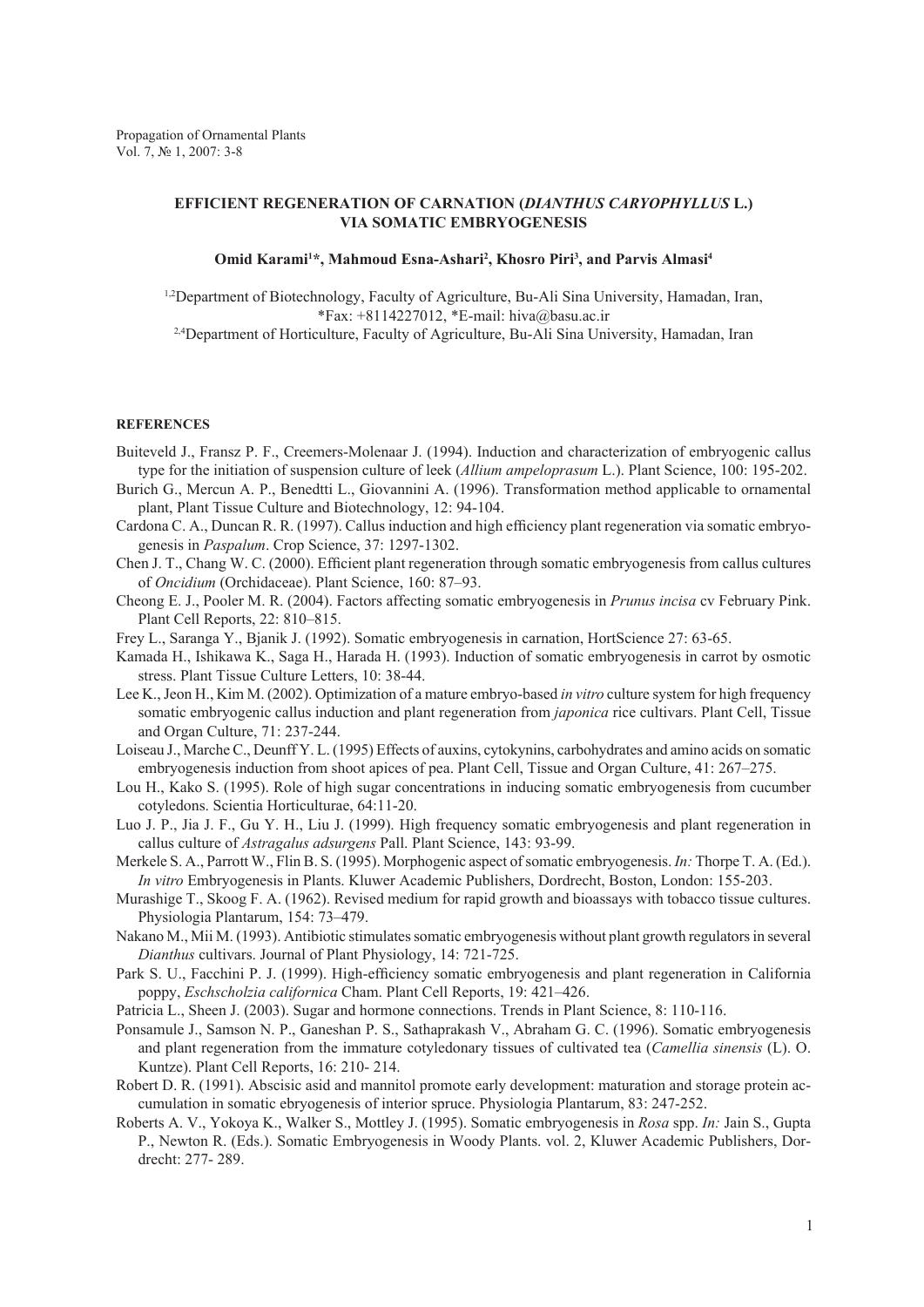Propagation of Ornamental Plants
Vol. 7, № 1, 2007: 3-8

# EFFICIENT REGENERATION OF CARNATION (*DIANTHUS CARYOPHYLLUS* L.) VIA SOMATIC EMBRYOGENESIS

**Omid Karami[1]*, Mahmoud Esna-Ashari[2], Khosro Piri[3], and Parvis Almasi[4]**

[1,2]Department of Biotechnology, Faculty of Agriculture, Bu-Ali Sina University, Hamadan, Iran, *Fax: +8114227012, *E-mail: hiva@basu.ac.ir

[2,4]Department of Horticulture, Faculty of Agriculture, Bu-Ali Sina University, Hamadan, Iran

## REFERENCES

Buiteveld J., Fransz P. F., Creemers-Molenaar J. (1994). Induction and characterization of embryogenic callus type for the initiation of suspension culture of leek (*Allium ampeloprasum* L.). Plant Science, 100: 195-202.

Burich G., Mercun A. P., Benedtti L., Giovannini A. (1996). Transformation method applicable to ornamental plant, Plant Tissue Culture and Biotechnology, 12: 94-104.

Cardona C. A., Duncan R. R. (1997). Callus induction and high efficiency plant regeneration via somatic embryogenesis in *Paspalum*. Crop Science, 37: 1297-1302.

Chen J. T., Chang W. C. (2000). Efficient plant regeneration through somatic embryogenesis from callus cultures of *Oncidium* (Orchidaceae). Plant Science, 160: 87–93.

Cheong E. J., Pooler M. R. (2004). Factors affecting somatic embryogenesis in *Prunus incisa* cv February Pink. Plant Cell Reports, 22: 810–815.

Frey L., Saranga Y., Bjanik J. (1992). Somatic embryogenesis in carnation, HortScience 27: 63-65.

Kamada H., Ishikawa K., Saga H., Harada H. (1993). Induction of somatic embryogenesis in carrot by osmotic stress. Plant Tissue Culture Letters, 10: 38-44.

Lee K., Jeon H., Kim M. (2002). Optimization of a mature embryo-based *in vitro* culture system for high frequency somatic embryogenic callus induction and plant regeneration from *japonica* rice cultivars. Plant Cell, Tissue and Organ Culture, 71: 237-244.

Loiseau J., Marche C., Deunff Y. L. (1995) Effects of auxins, cytokynins, carbohydrates and amino acids on somatic embryogenesis induction from shoot apices of pea. Plant Cell, Tissue and Organ Culture, 41: 267–275.

Lou H., Kako S. (1995). Role of high sugar concentrations in inducing somatic embryogenesis from cucumber cotyledons. Scientia Horticulturae, 64:11-20.

Luo J. P., Jia J. F., Gu Y. H., Liu J. (1999). High frequency somatic embryogenesis and plant regeneration in callus culture of *Astragalus adsurgens* Pall. Plant Science, 143: 93-99.

Merkele S. A., Parrott W., Flin B. S. (1995). Morphogenic aspect of somatic embryogenesis. *In:* Thorpe T. A. (Ed.). *In vitro* Embryogenesis in Plants. Kluwer Academic Publishers, Dordrecht, Boston, London: 155-203.

Murashige T., Skoog F. A. (1962). Revised medium for rapid growth and bioassays with tobacco tissue cultures. Physiologia Plantarum, 154: 73–479.

Nakano M., Mii M. (1993). Antibiotic stimulates somatic embryogenesis without plant growth regulators in several *Dianthus* cultivars. Journal of Plant Physiology, 14: 721-725.

Park S. U., Facchini P. J. (1999). High-efficiency somatic embryogenesis and plant regeneration in California poppy, *Eschscholzia californica* Cham. Plant Cell Reports, 19: 421–426.

Patricia L., Sheen J. (2003). Sugar and hormone connections. Trends in Plant Science, 8: 110-116.

Ponsamule J., Samson N. P., Ganeshan P. S., Sathaprakash V., Abraham G. C. (1996). Somatic embryogenesis and plant regeneration from the immature cotyledonary tissues of cultivated tea (*Camellia sinensis* (L). O. Kuntze). Plant Cell Reports, 16: 210- 214.

Robert D. R. (1991). Abscisic asid and mannitol promote early development: maturation and storage protein accumulation in somatic ebryogenesis of interior spruce. Physiologia Plantarum, 83: 247-252.

Roberts A. V., Yokoya K., Walker S., Mottley J. (1995). Somatic embryogenesis in *Rosa* spp. *In:* Jain S., Gupta P., Newton R. (Eds.). Somatic Embryogenesis in Woody Plants. vol. 2, Kluwer Academic Publishers, Dordrecht: 277- 289.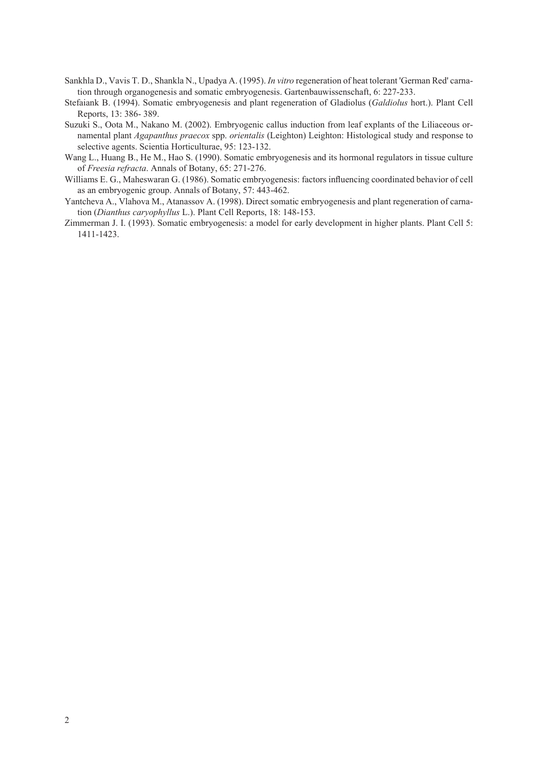Sankhla D., Vavis T. D., Shankla N., Upadya A. (1995). *In vitro* regeneration of heat tolerant 'German Red' carnation through organogenesis and somatic embryogenesis. Gartenbauwissenschaft, 6: 227-233.

Stefaiank B. (1994). Somatic embryogenesis and plant regeneration of Gladiolus (*Galdiolus* hort.). Plant Cell Reports, 13: 386- 389.

Suzuki S., Oota M., Nakano M. (2002). Embryogenic callus induction from leaf explants of the Liliaceous ornamental plant *Agapanthus praecox* spp. *orientalis* (Leighton) Leighton: Histological study and response to selective agents. Scientia Horticulturae, 95: 123-132.

Wang L., Huang B., He M., Hao S. (1990). Somatic embryogenesis and its hormonal regulators in tissue culture of *Freesia refracta*. Annals of Botany, 65: 271-276.

Williams E. G., Maheswaran G. (1986). Somatic embryogenesis: factors influencing coordinated behavior of cell as an embryogenic group. Annals of Botany, 57: 443-462.

Yantcheva A., Vlahova M., Atanassov A. (1998). Direct somatic embryogenesis and plant regeneration of carnation (*Dianthus caryophyllus* L.). Plant Cell Reports, 18: 148-153.

Zimmerman J. I. (1993). Somatic embryogenesis: a model for early development in higher plants. Plant Cell 5: 1411-1423.